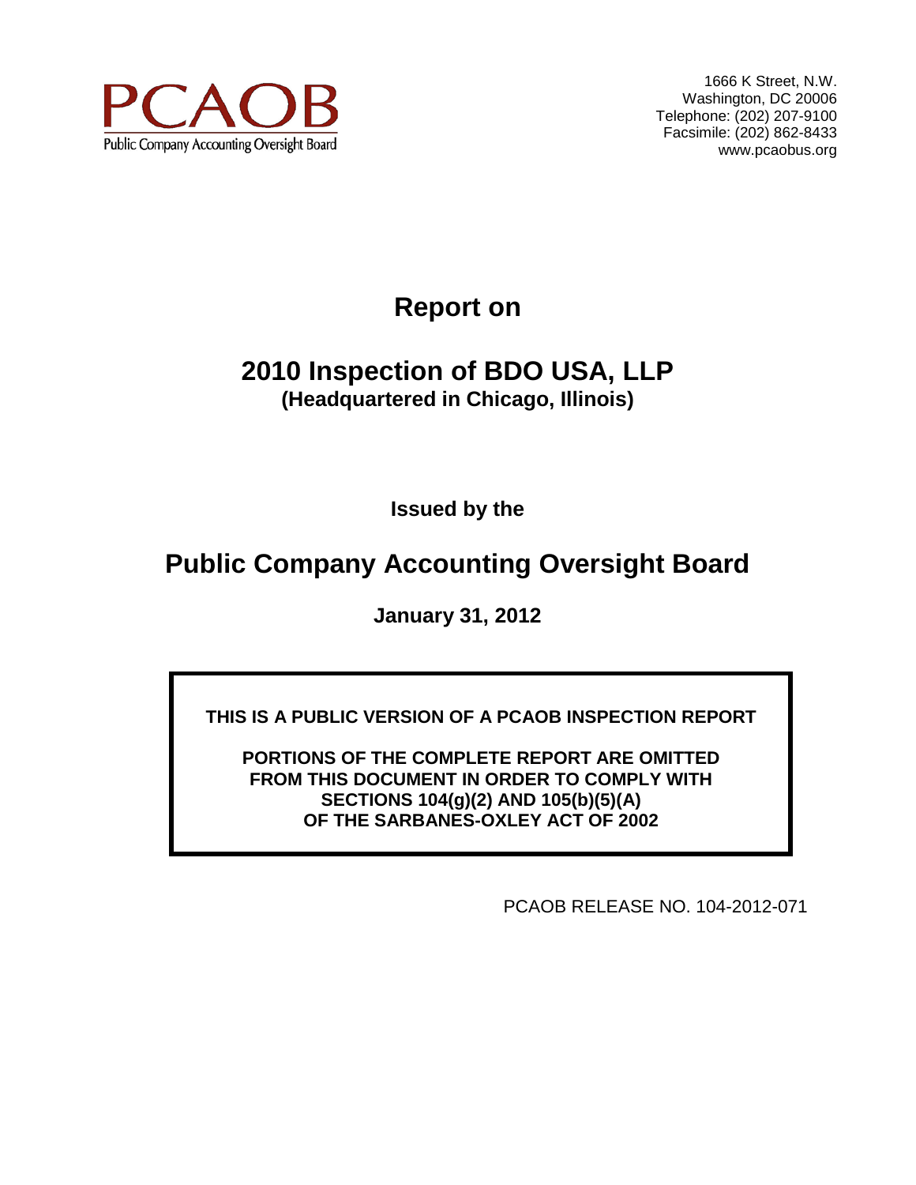PCAOB

Public Company Accounting Oversight Board

1666 K Street, N.W.
Washington, DC 20006
Telephone: (202) 207-9100
Facsimile: (202) 862-8433
www.pcaobus.org

# Report on

# 2010 Inspection of BDO USA, LLP

**(Headquartered in Chicago, Illinois)**

**Issued by the**

# Public Company Accounting Oversight Board

**January 31, 2012**

**THIS IS A PUBLIC VERSION OF A PCAOB INSPECTION REPORT**

**PORTIONS OF THE COMPLETE REPORT ARE OMITTED FROM THIS DOCUMENT IN ORDER TO COMPLY WITH SECTIONS 104(g)(2) AND 105(b)(5)(A) OF THE SARBANES-OXLEY ACT OF 2002**

PCAOB RELEASE NO. 104-2012-071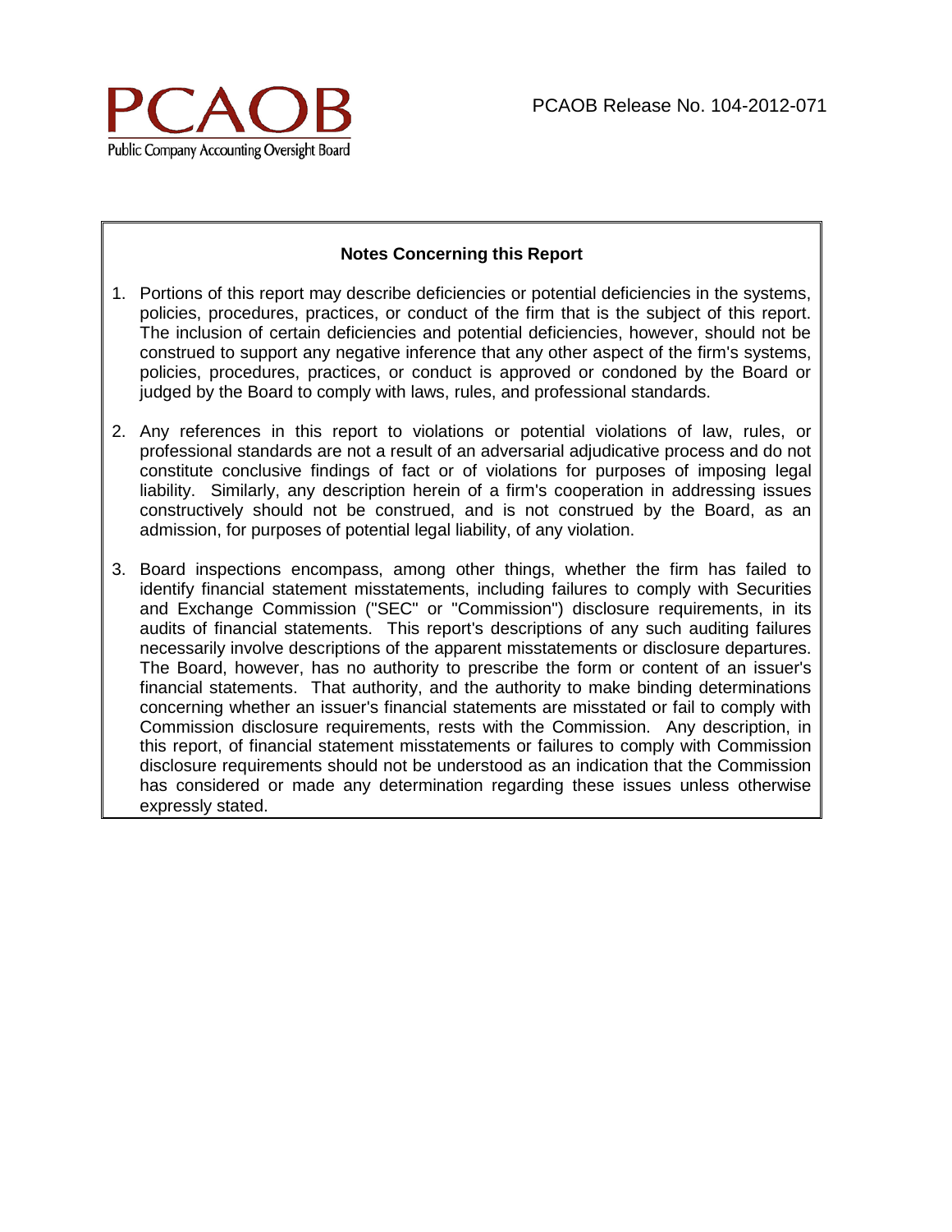## Notes Concerning this Report

1. Portions of this report may describe deficiencies or potential deficiencies in the systems, policies, procedures, practices, or conduct of the firm that is the subject of this report. The inclusion of certain deficiencies and potential deficiencies, however, should not be construed to support any negative inference that any other aspect of the firm's systems, policies, procedures, practices, or conduct is approved or condoned by the Board or judged by the Board to comply with laws, rules, and professional standards.

2. Any references in this report to violations or potential violations of law, rules, or professional standards are not a result of an adversarial adjudicative process and do not constitute conclusive findings of fact or of violations for purposes of imposing legal liability. Similarly, any description herein of a firm's cooperation in addressing issues constructively should not be construed, and is not construed by the Board, as an admission, for purposes of potential legal liability, of any violation.

3. Board inspections encompass, among other things, whether the firm has failed to identify financial statement misstatements, including failures to comply with Securities and Exchange Commission ("SEC" or "Commission") disclosure requirements, in its audits of financial statements. This report's descriptions of any such auditing failures necessarily involve descriptions of the apparent misstatements or disclosure departures. The Board, however, has no authority to prescribe the form or content of an issuer's financial statements. That authority, and the authority to make binding determinations concerning whether an issuer's financial statements are misstated or fail to comply with Commission disclosure requirements, rests with the Commission. Any description, in this report, of financial statement misstatements or failures to comply with Commission disclosure requirements should not be understood as an indication that the Commission has considered or made any determination regarding these issues unless otherwise expressly stated.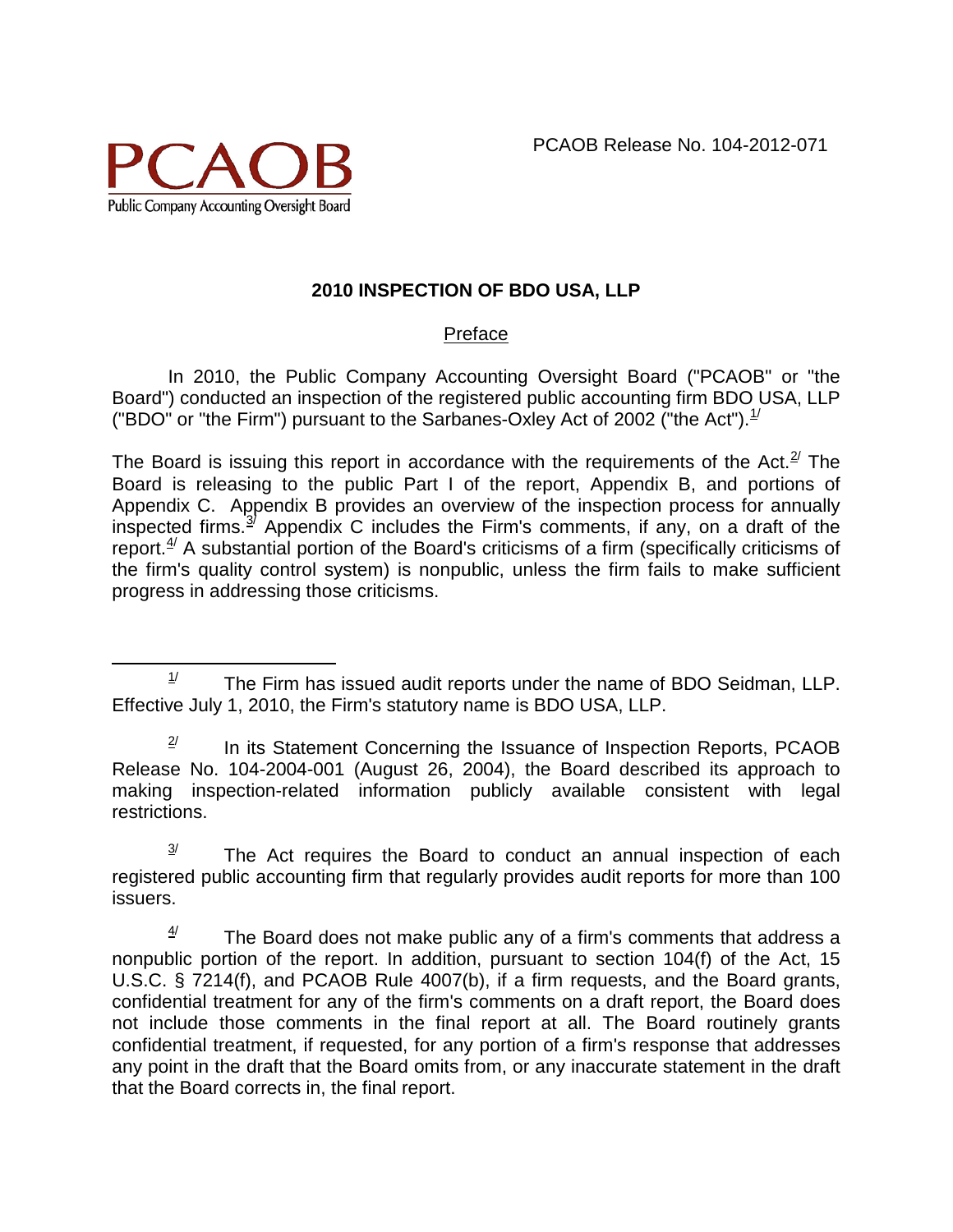PCAOB
Public Company Accounting Oversight Board

PCAOB Release No. 104-2012-071

## 2010 INSPECTION OF BDO USA, LLP

### Preface

In 2010, the Public Company Accounting Oversight Board ("PCAOB" or "the Board") conducted an inspection of the registered public accounting firm BDO USA, LLP ("BDO" or "the Firm") pursuant to the Sarbanes-Oxley Act of 2002 ("the Act").[1/]

The Board is issuing this report in accordance with the requirements of the Act.[2/] The Board is releasing to the public Part I of the report, Appendix B, and portions of Appendix C. Appendix B provides an overview of the inspection process for annually inspected firms.[3/] Appendix C includes the Firm's comments, if any, on a draft of the report.[4/] A substantial portion of the Board's criticisms of a firm (specifically criticisms of the firm's quality control system) is nonpublic, unless the firm fails to make sufficient progress in addressing those criticisms.

---

1/ The Firm has issued audit reports under the name of BDO Seidman, LLP. Effective July 1, 2010, the Firm's statutory name is BDO USA, LLP.

2/ In its Statement Concerning the Issuance of Inspection Reports, PCAOB Release No. 104-2004-001 (August 26, 2004), the Board described its approach to making inspection-related information publicly available consistent with legal restrictions.

3/ The Act requires the Board to conduct an annual inspection of each registered public accounting firm that regularly provides audit reports for more than 100 issuers.

4/ The Board does not make public any of a firm's comments that address a nonpublic portion of the report. In addition, pursuant to section 104(f) of the Act, 15 U.S.C. § 7214(f), and PCAOB Rule 4007(b), if a firm requests, and the Board grants, confidential treatment for any of the firm's comments on a draft report, the Board does not include those comments in the final report at all. The Board routinely grants confidential treatment, if requested, for any portion of a firm's response that addresses any point in the draft that the Board omits from, or any inaccurate statement in the draft that the Board corrects in, the final report.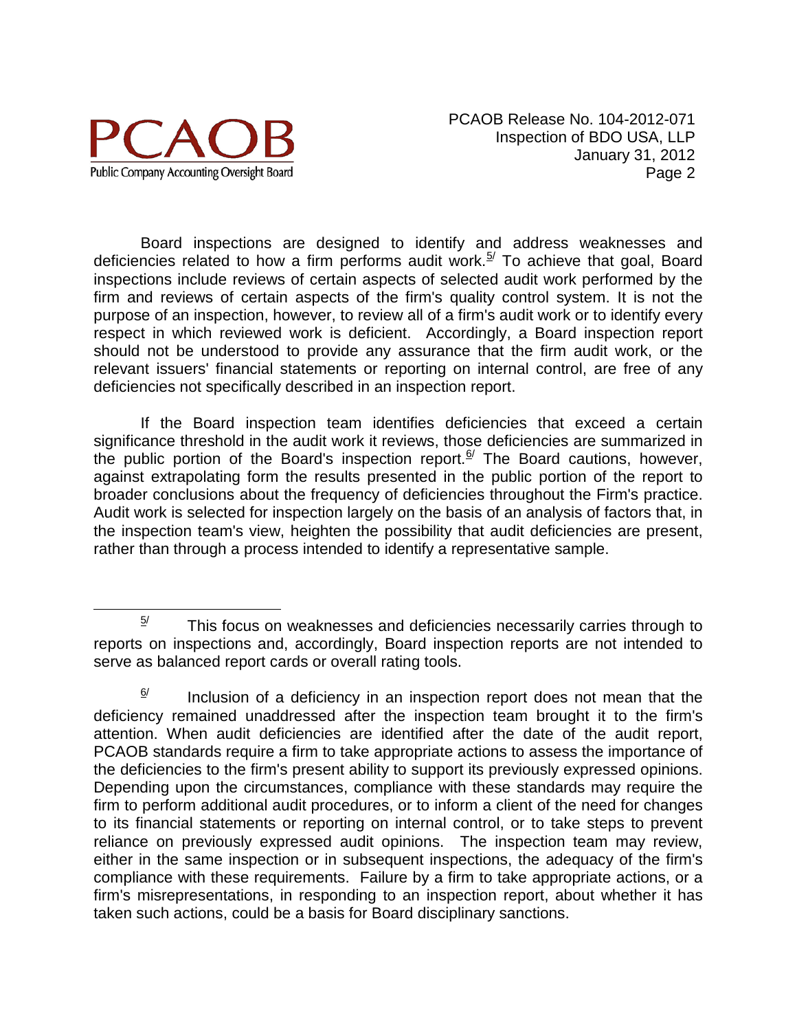Board inspections are designed to identify and address weaknesses and deficiencies related to how a firm performs audit work.[5] To achieve that goal, Board inspections include reviews of certain aspects of selected audit work performed by the firm and reviews of certain aspects of the firm's quality control system. It is not the purpose of an inspection, however, to review all of a firm's audit work or to identify every respect in which reviewed work is deficient. Accordingly, a Board inspection report should not be understood to provide any assurance that the firm audit work, or the relevant issuers' financial statements or reporting on internal control, are free of any deficiencies not specifically described in an inspection report.

If the Board inspection team identifies deficiencies that exceed a certain significance threshold in the audit work it reviews, those deficiencies are summarized in the public portion of the Board's inspection report.[6] The Board cautions, however, against extrapolating form the results presented in the public portion of the report to broader conclusions about the frequency of deficiencies throughout the Firm's practice. Audit work is selected for inspection largely on the basis of an analysis of factors that, in the inspection team's view, heighten the possibility that audit deficiencies are present, rather than through a process intended to identify a representative sample.

---

[5] This focus on weaknesses and deficiencies necessarily carries through to reports on inspections and, accordingly, Board inspection reports are not intended to serve as balanced report cards or overall rating tools.

[6] Inclusion of a deficiency in an inspection report does not mean that the deficiency remained unaddressed after the inspection team brought it to the firm's attention. When audit deficiencies are identified after the date of the audit report, PCAOB standards require a firm to take appropriate actions to assess the importance of the deficiencies to the firm's present ability to support its previously expressed opinions. Depending upon the circumstances, compliance with these standards may require the firm to perform additional audit procedures, or to inform a client of the need for changes to its financial statements or reporting on internal control, or to take steps to prevent reliance on previously expressed audit opinions. The inspection team may review, either in the same inspection or in subsequent inspections, the adequacy of the firm's compliance with these requirements. Failure by a firm to take appropriate actions, or a firm's misrepresentations, in responding to an inspection report, about whether it has taken such actions, could be a basis for Board disciplinary sanctions.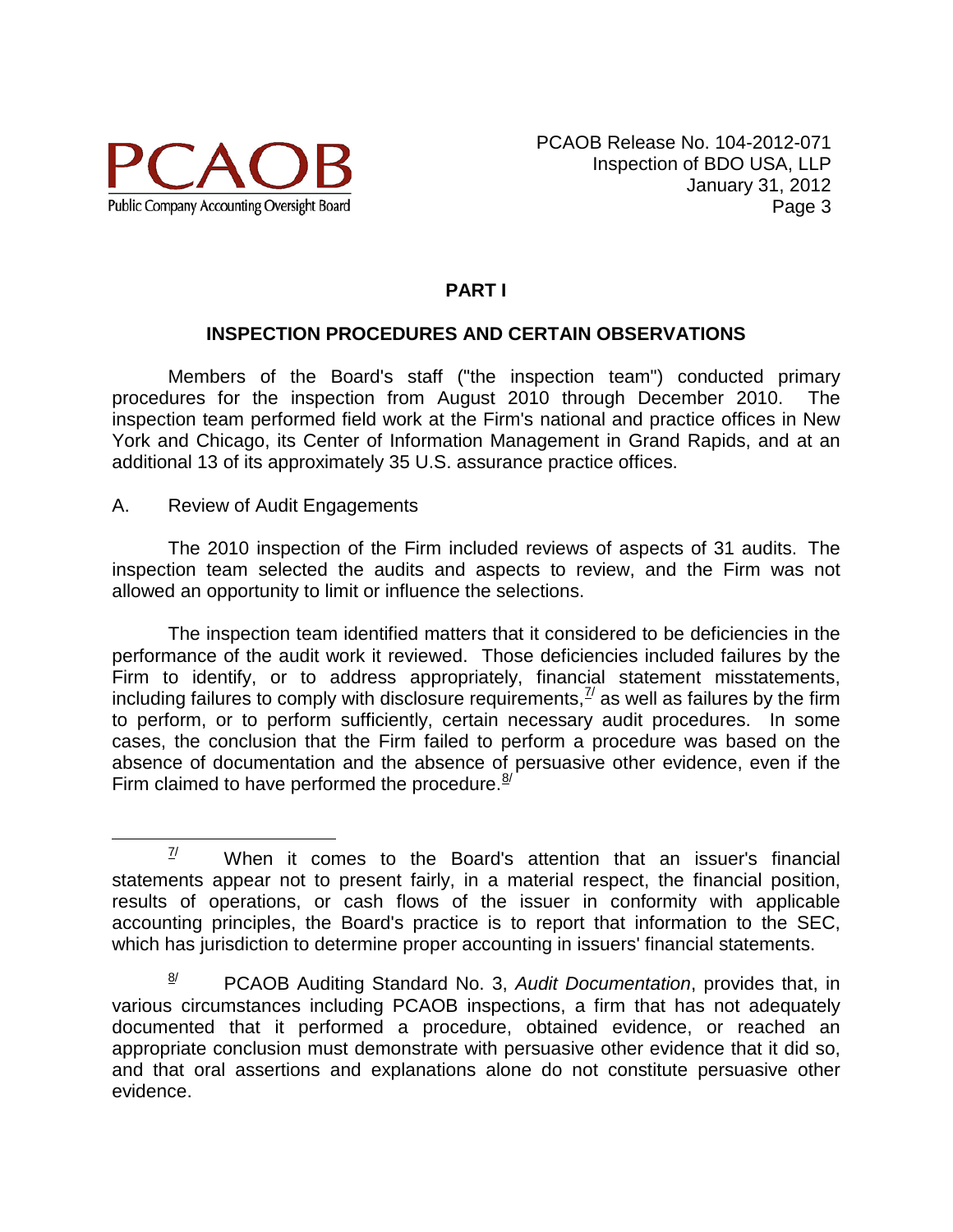## PART I

### INSPECTION PROCEDURES AND CERTAIN OBSERVATIONS

Members of the Board's staff ("the inspection team") conducted primary procedures for the inspection from August 2010 through December 2010. The inspection team performed field work at the Firm's national and practice offices in New York and Chicago, its Center of Information Management in Grand Rapids, and at an additional 13 of its approximately 35 U.S. assurance practice offices.

A. Review of Audit Engagements

The 2010 inspection of the Firm included reviews of aspects of 31 audits. The inspection team selected the audits and aspects to review, and the Firm was not allowed an opportunity to limit or influence the selections.

The inspection team identified matters that it considered to be deficiencies in the performance of the audit work it reviewed. Those deficiencies included failures by the Firm to identify, or to address appropriately, financial statement misstatements, including failures to comply with disclosure requirements,[7/] as well as failures by the firm to perform, or to perform sufficiently, certain necessary audit procedures. In some cases, the conclusion that the Firm failed to perform a procedure was based on the absence of documentation and the absence of persuasive other evidence, even if the Firm claimed to have performed the procedure.[8/]

---

[7/] When it comes to the Board's attention that an issuer's financial statements appear not to present fairly, in a material respect, the financial position, results of operations, or cash flows of the issuer in conformity with applicable accounting principles, the Board's practice is to report that information to the SEC, which has jurisdiction to determine proper accounting in issuers' financial statements.

[8/] PCAOB Auditing Standard No. 3, *Audit Documentation*, provides that, in various circumstances including PCAOB inspections, a firm that has not adequately documented that it performed a procedure, obtained evidence, or reached an appropriate conclusion must demonstrate with persuasive other evidence that it did so, and that oral assertions and explanations alone do not constitute persuasive other evidence.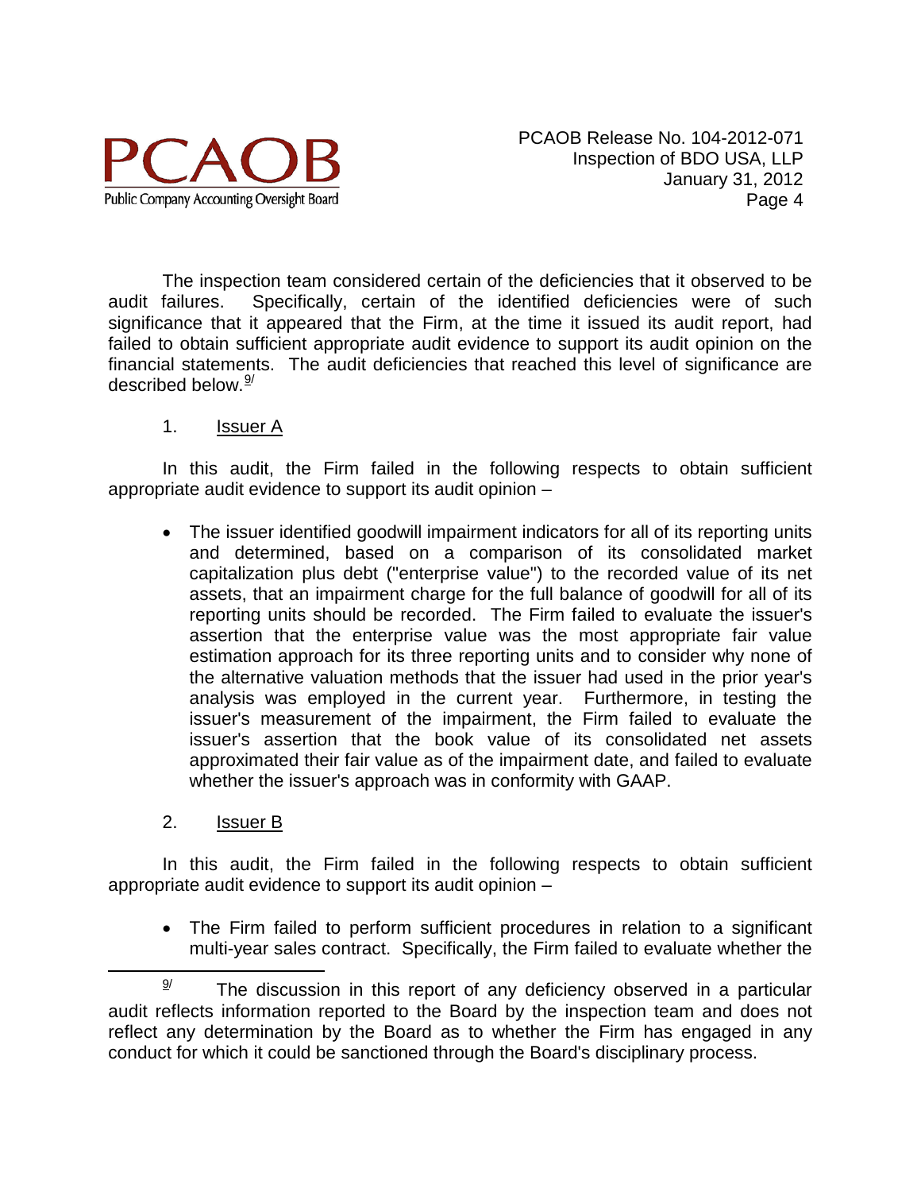The inspection team considered certain of the deficiencies that it observed to be audit failures. Specifically, certain of the identified deficiencies were of such significance that it appeared that the Firm, at the time it issued its audit report, had failed to obtain sufficient appropriate audit evidence to support its audit opinion on the financial statements. The audit deficiencies that reached this level of significance are described below.[9/]

1. Issuer A

In this audit, the Firm failed in the following respects to obtain sufficient appropriate audit evidence to support its audit opinion –

- The issuer identified goodwill impairment indicators for all of its reporting units and determined, based on a comparison of its consolidated market capitalization plus debt ("enterprise value") to the recorded value of its net assets, that an impairment charge for the full balance of goodwill for all of its reporting units should be recorded. The Firm failed to evaluate the issuer's assertion that the enterprise value was the most appropriate fair value estimation approach for its three reporting units and to consider why none of the alternative valuation methods that the issuer had used in the prior year's analysis was employed in the current year. Furthermore, in testing the issuer's measurement of the impairment, the Firm failed to evaluate the issuer's assertion that the book value of its consolidated net assets approximated their fair value as of the impairment date, and failed to evaluate whether the issuer's approach was in conformity with GAAP.

2. Issuer B

In this audit, the Firm failed in the following respects to obtain sufficient appropriate audit evidence to support its audit opinion –

- The Firm failed to perform sufficient procedures in relation to a significant multi-year sales contract. Specifically, the Firm failed to evaluate whether the

---

[9/] The discussion in this report of any deficiency observed in a particular audit reflects information reported to the Board by the inspection team and does not reflect any determination by the Board as to whether the Firm has engaged in any conduct for which it could be sanctioned through the Board's disciplinary process.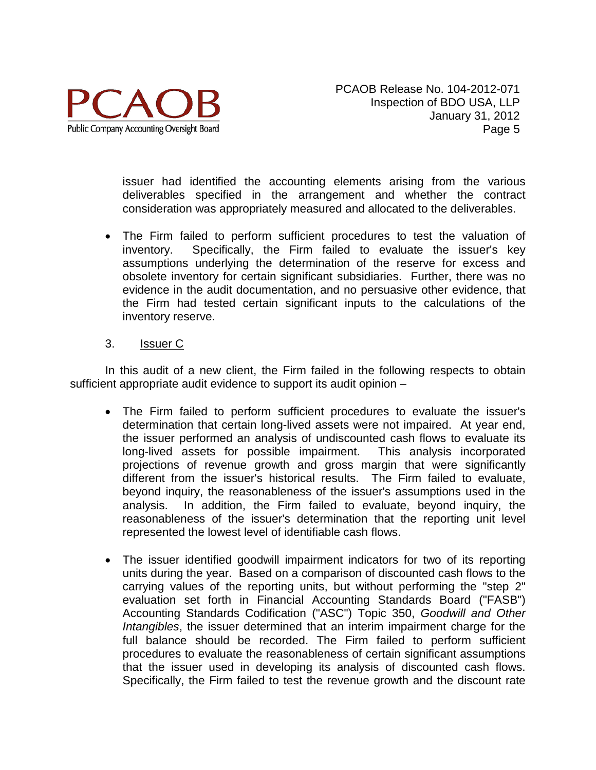issuer had identified the accounting elements arising from the various deliverables specified in the arrangement and whether the contract consideration was appropriately measured and allocated to the deliverables.

- The Firm failed to perform sufficient procedures to test the valuation of inventory. Specifically, the Firm failed to evaluate the issuer's key assumptions underlying the determination of the reserve for excess and obsolete inventory for certain significant subsidiaries. Further, there was no evidence in the audit documentation, and no persuasive other evidence, that the Firm had tested certain significant inputs to the calculations of the inventory reserve.

3. Issuer C

In this audit of a new client, the Firm failed in the following respects to obtain sufficient appropriate audit evidence to support its audit opinion –

- The Firm failed to perform sufficient procedures to evaluate the issuer's determination that certain long-lived assets were not impaired. At year end, the issuer performed an analysis of undiscounted cash flows to evaluate its long-lived assets for possible impairment. This analysis incorporated projections of revenue growth and gross margin that were significantly different from the issuer's historical results. The Firm failed to evaluate, beyond inquiry, the reasonableness of the issuer's assumptions used in the analysis. In addition, the Firm failed to evaluate, beyond inquiry, the reasonableness of the issuer's determination that the reporting unit level represented the lowest level of identifiable cash flows.

- The issuer identified goodwill impairment indicators for two of its reporting units during the year. Based on a comparison of discounted cash flows to the carrying values of the reporting units, but without performing the "step 2" evaluation set forth in Financial Accounting Standards Board ("FASB") Accounting Standards Codification ("ASC") Topic 350, *Goodwill and Other Intangibles*, the issuer determined that an interim impairment charge for the full balance should be recorded. The Firm failed to perform sufficient procedures to evaluate the reasonableness of certain significant assumptions that the issuer used in developing its analysis of discounted cash flows. Specifically, the Firm failed to test the revenue growth and the discount rate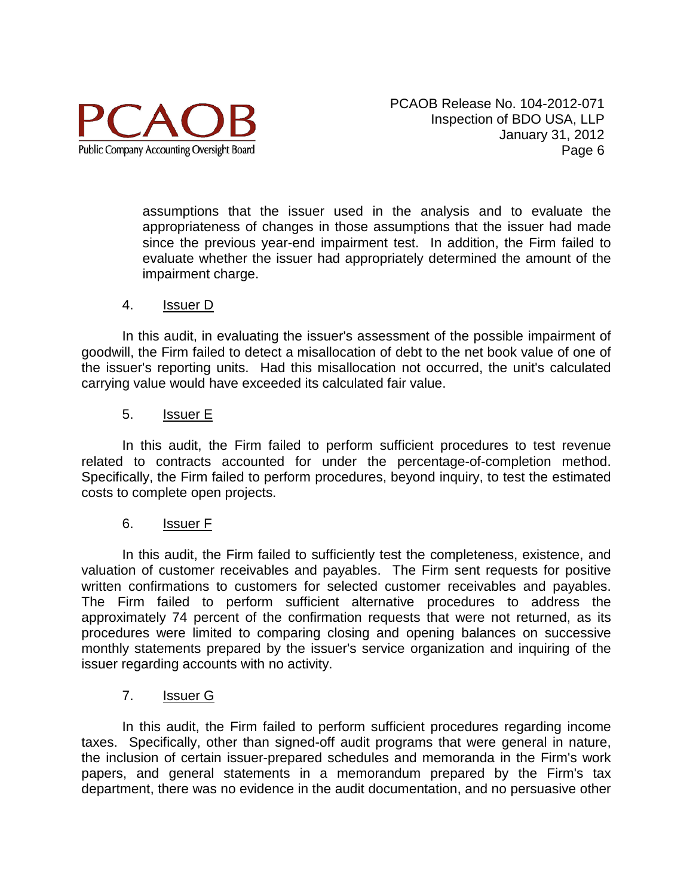assumptions that the issuer used in the analysis and to evaluate the appropriateness of changes in those assumptions that the issuer had made since the previous year-end impairment test. In addition, the Firm failed to evaluate whether the issuer had appropriately determined the amount of the impairment charge.

4. Issuer D

In this audit, in evaluating the issuer's assessment of the possible impairment of goodwill, the Firm failed to detect a misallocation of debt to the net book value of one of the issuer's reporting units. Had this misallocation not occurred, the unit's calculated carrying value would have exceeded its calculated fair value.

5. Issuer E

In this audit, the Firm failed to perform sufficient procedures to test revenue related to contracts accounted for under the percentage-of-completion method. Specifically, the Firm failed to perform procedures, beyond inquiry, to test the estimated costs to complete open projects.

6. Issuer F

In this audit, the Firm failed to sufficiently test the completeness, existence, and valuation of customer receivables and payables. The Firm sent requests for positive written confirmations to customers for selected customer receivables and payables. The Firm failed to perform sufficient alternative procedures to address the approximately 74 percent of the confirmation requests that were not returned, as its procedures were limited to comparing closing and opening balances on successive monthly statements prepared by the issuer's service organization and inquiring of the issuer regarding accounts with no activity.

7. Issuer G

In this audit, the Firm failed to perform sufficient procedures regarding income taxes. Specifically, other than signed-off audit programs that were general in nature, the inclusion of certain issuer-prepared schedules and memoranda in the Firm's work papers, and general statements in a memorandum prepared by the Firm's tax department, there was no evidence in the audit documentation, and no persuasive other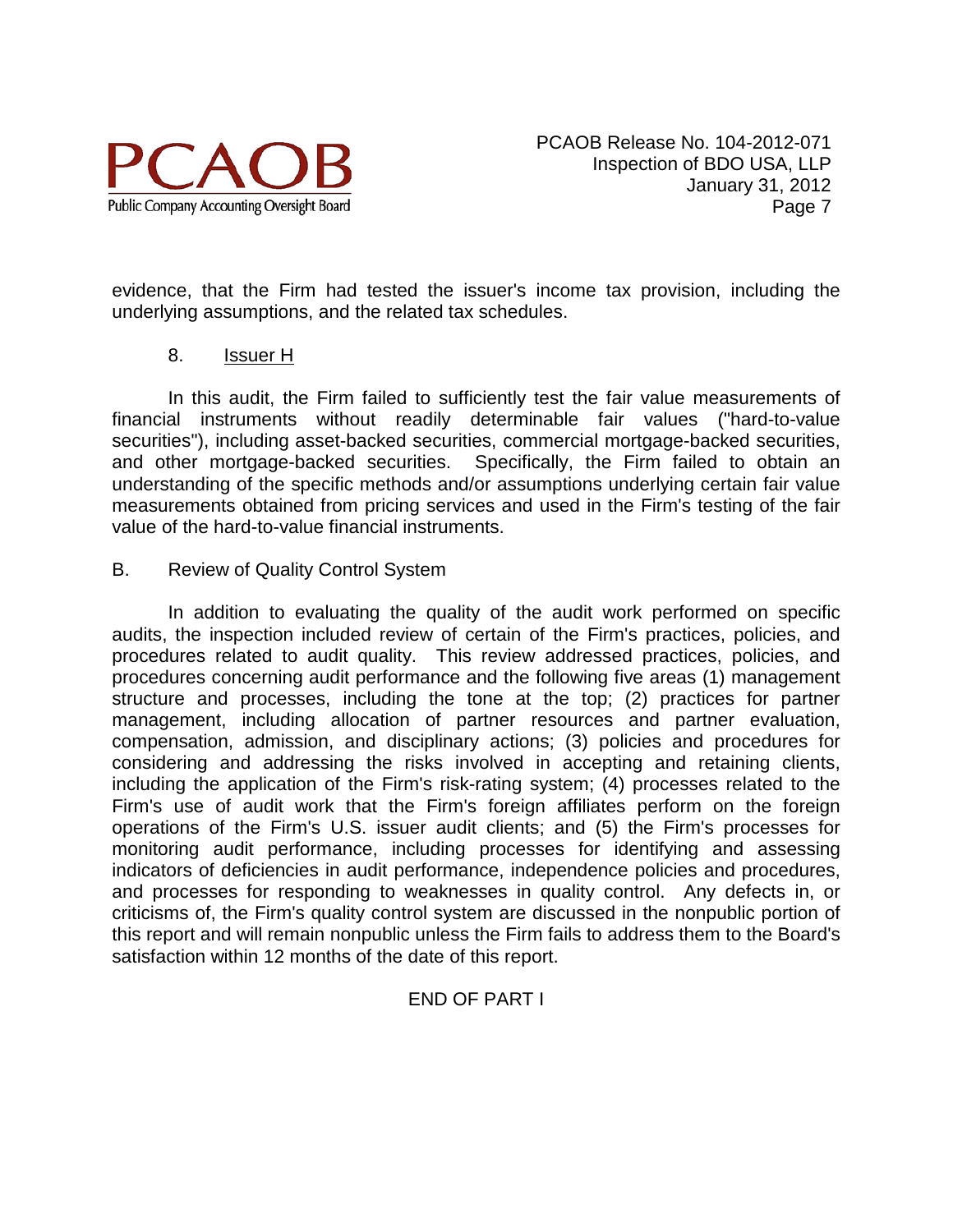evidence, that the Firm had tested the issuer's income tax provision, including the underlying assumptions, and the related tax schedules.

8. Issuer H

In this audit, the Firm failed to sufficiently test the fair value measurements of financial instruments without readily determinable fair values ("hard-to-value securities"), including asset-backed securities, commercial mortgage-backed securities, and other mortgage-backed securities. Specifically, the Firm failed to obtain an understanding of the specific methods and/or assumptions underlying certain fair value measurements obtained from pricing services and used in the Firm's testing of the fair value of the hard-to-value financial instruments.

B. Review of Quality Control System

In addition to evaluating the quality of the audit work performed on specific audits, the inspection included review of certain of the Firm's practices, policies, and procedures related to audit quality. This review addressed practices, policies, and procedures concerning audit performance and the following five areas (1) management structure and processes, including the tone at the top; (2) practices for partner management, including allocation of partner resources and partner evaluation, compensation, admission, and disciplinary actions; (3) policies and procedures for considering and addressing the risks involved in accepting and retaining clients, including the application of the Firm's risk-rating system; (4) processes related to the Firm's use of audit work that the Firm's foreign affiliates perform on the foreign operations of the Firm's U.S. issuer audit clients; and (5) the Firm's processes for monitoring audit performance, including processes for identifying and assessing indicators of deficiencies in audit performance, independence policies and procedures, and processes for responding to weaknesses in quality control. Any defects in, or criticisms of, the Firm's quality control system are discussed in the nonpublic portion of this report and will remain nonpublic unless the Firm fails to address them to the Board's satisfaction within 12 months of the date of this report.

END OF PART I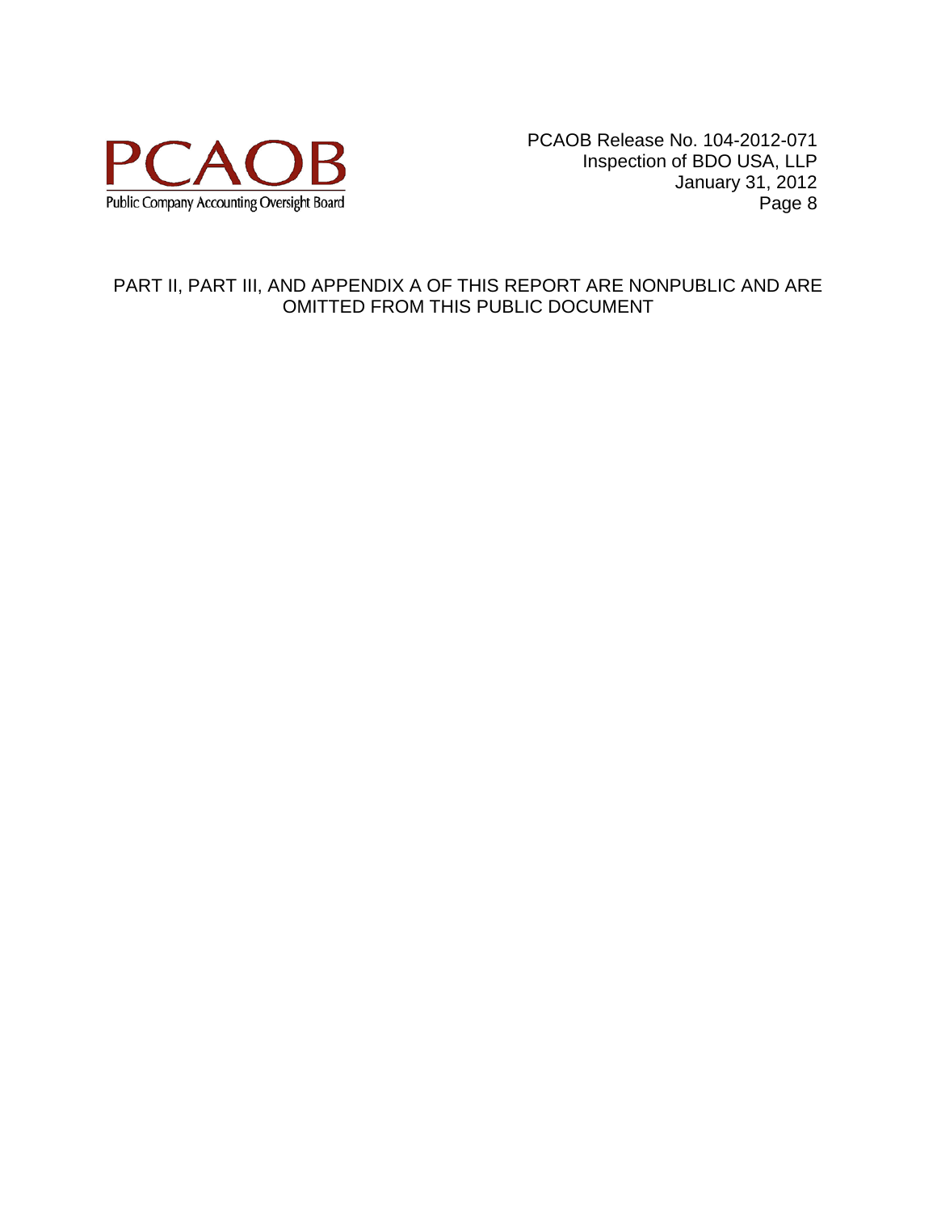PART II, PART III, AND APPENDIX A OF THIS REPORT ARE NONPUBLIC AND ARE OMITTED FROM THIS PUBLIC DOCUMENT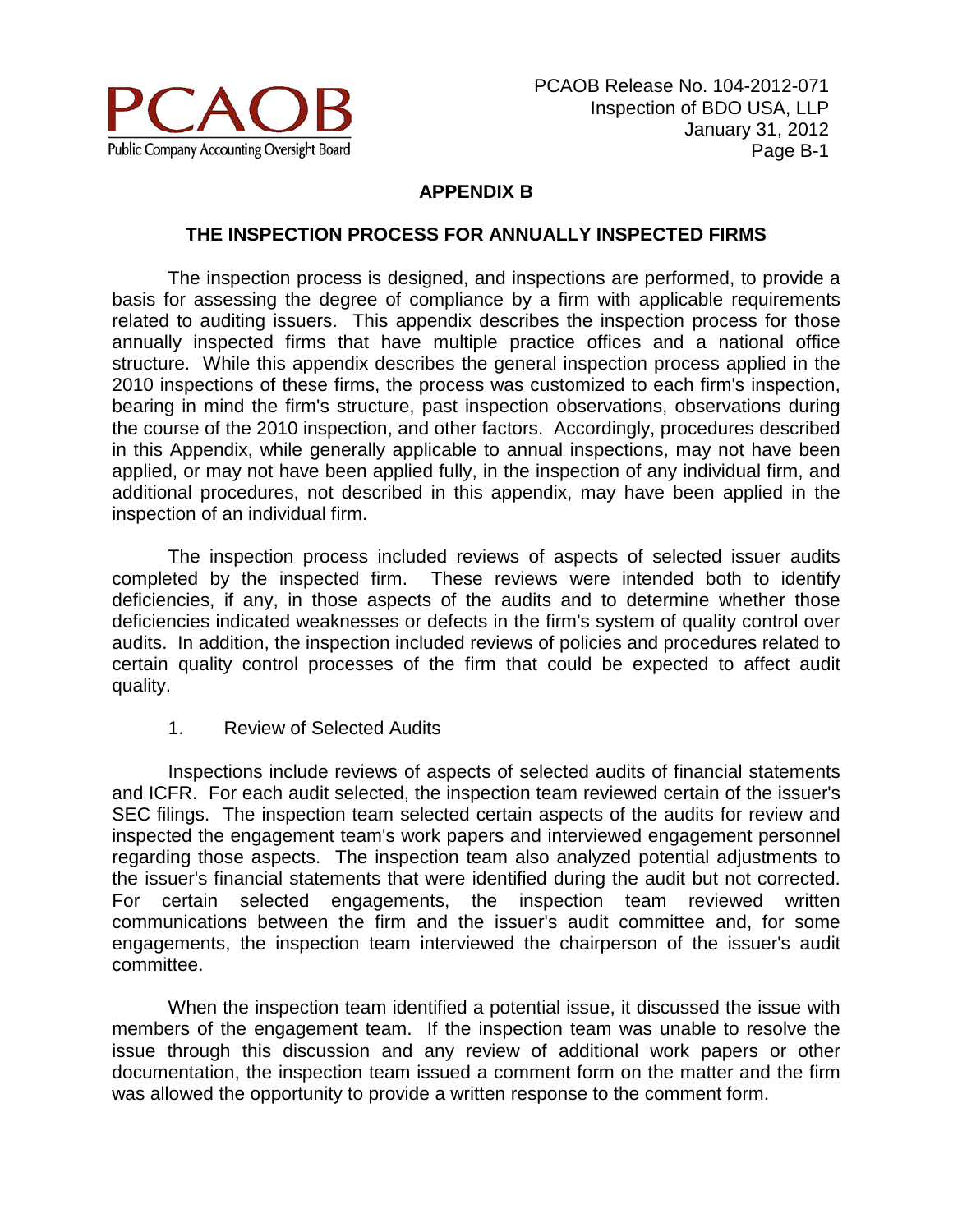## APPENDIX B

### THE INSPECTION PROCESS FOR ANNUALLY INSPECTED FIRMS

The inspection process is designed, and inspections are performed, to provide a basis for assessing the degree of compliance by a firm with applicable requirements related to auditing issuers. This appendix describes the inspection process for those annually inspected firms that have multiple practice offices and a national office structure. While this appendix describes the general inspection process applied in the 2010 inspections of these firms, the process was customized to each firm's inspection, bearing in mind the firm's structure, past inspection observations, observations during the course of the 2010 inspection, and other factors. Accordingly, procedures described in this Appendix, while generally applicable to annual inspections, may not have been applied, or may not have been applied fully, in the inspection of any individual firm, and additional procedures, not described in this appendix, may have been applied in the inspection of an individual firm.

The inspection process included reviews of aspects of selected issuer audits completed by the inspected firm. These reviews were intended both to identify deficiencies, if any, in those aspects of the audits and to determine whether those deficiencies indicated weaknesses or defects in the firm's system of quality control over audits. In addition, the inspection included reviews of policies and procedures related to certain quality control processes of the firm that could be expected to affect audit quality.

1. Review of Selected Audits

Inspections include reviews of aspects of selected audits of financial statements and ICFR. For each audit selected, the inspection team reviewed certain of the issuer's SEC filings. The inspection team selected certain aspects of the audits for review and inspected the engagement team's work papers and interviewed engagement personnel regarding those aspects. The inspection team also analyzed potential adjustments to the issuer's financial statements that were identified during the audit but not corrected. For certain selected engagements, the inspection team reviewed written communications between the firm and the issuer's audit committee and, for some engagements, the inspection team interviewed the chairperson of the issuer's audit committee.

When the inspection team identified a potential issue, it discussed the issue with members of the engagement team. If the inspection team was unable to resolve the issue through this discussion and any review of additional work papers or other documentation, the inspection team issued a comment form on the matter and the firm was allowed the opportunity to provide a written response to the comment form.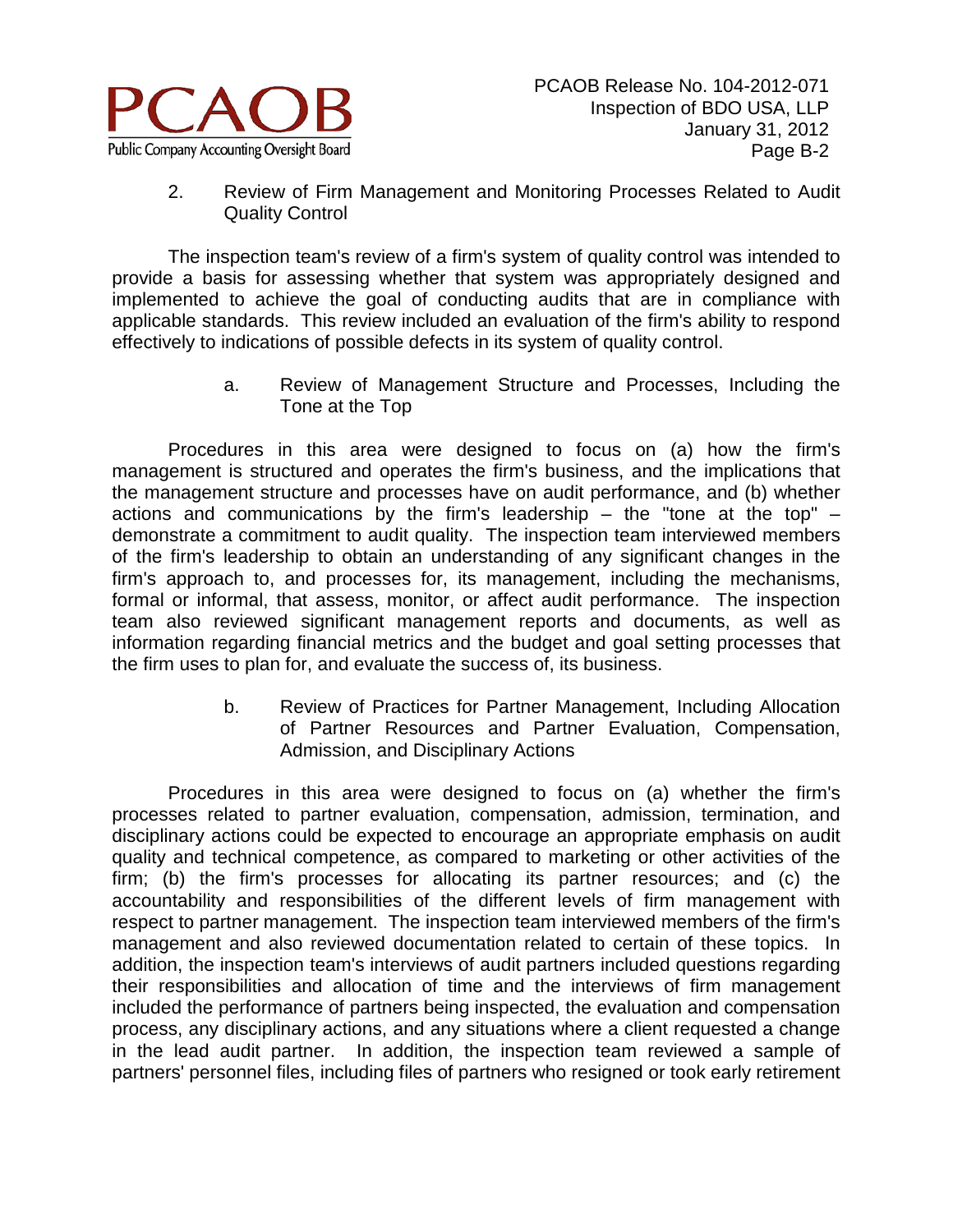### 2. Review of Firm Management and Monitoring Processes Related to Audit Quality Control

The inspection team's review of a firm's system of quality control was intended to provide a basis for assessing whether that system was appropriately designed and implemented to achieve the goal of conducting audits that are in compliance with applicable standards. This review included an evaluation of the firm's ability to respond effectively to indications of possible defects in its system of quality control.

#### a. Review of Management Structure and Processes, Including the Tone at the Top

Procedures in this area were designed to focus on (a) how the firm's management is structured and operates the firm's business, and the implications that the management structure and processes have on audit performance, and (b) whether actions and communications by the firm's leadership – the "tone at the top" – demonstrate a commitment to audit quality. The inspection team interviewed members of the firm's leadership to obtain an understanding of any significant changes in the firm's approach to, and processes for, its management, including the mechanisms, formal or informal, that assess, monitor, or affect audit performance. The inspection team also reviewed significant management reports and documents, as well as information regarding financial metrics and the budget and goal setting processes that the firm uses to plan for, and evaluate the success of, its business.

#### b. Review of Practices for Partner Management, Including Allocation of Partner Resources and Partner Evaluation, Compensation, Admission, and Disciplinary Actions

Procedures in this area were designed to focus on (a) whether the firm's processes related to partner evaluation, compensation, admission, termination, and disciplinary actions could be expected to encourage an appropriate emphasis on audit quality and technical competence, as compared to marketing or other activities of the firm; (b) the firm's processes for allocating its partner resources; and (c) the accountability and responsibilities of the different levels of firm management with respect to partner management. The inspection team interviewed members of the firm's management and also reviewed documentation related to certain of these topics. In addition, the inspection team's interviews of audit partners included questions regarding their responsibilities and allocation of time and the interviews of firm management included the performance of partners being inspected, the evaluation and compensation process, any disciplinary actions, and any situations where a client requested a change in the lead audit partner. In addition, the inspection team reviewed a sample of partners' personnel files, including files of partners who resigned or took early retirement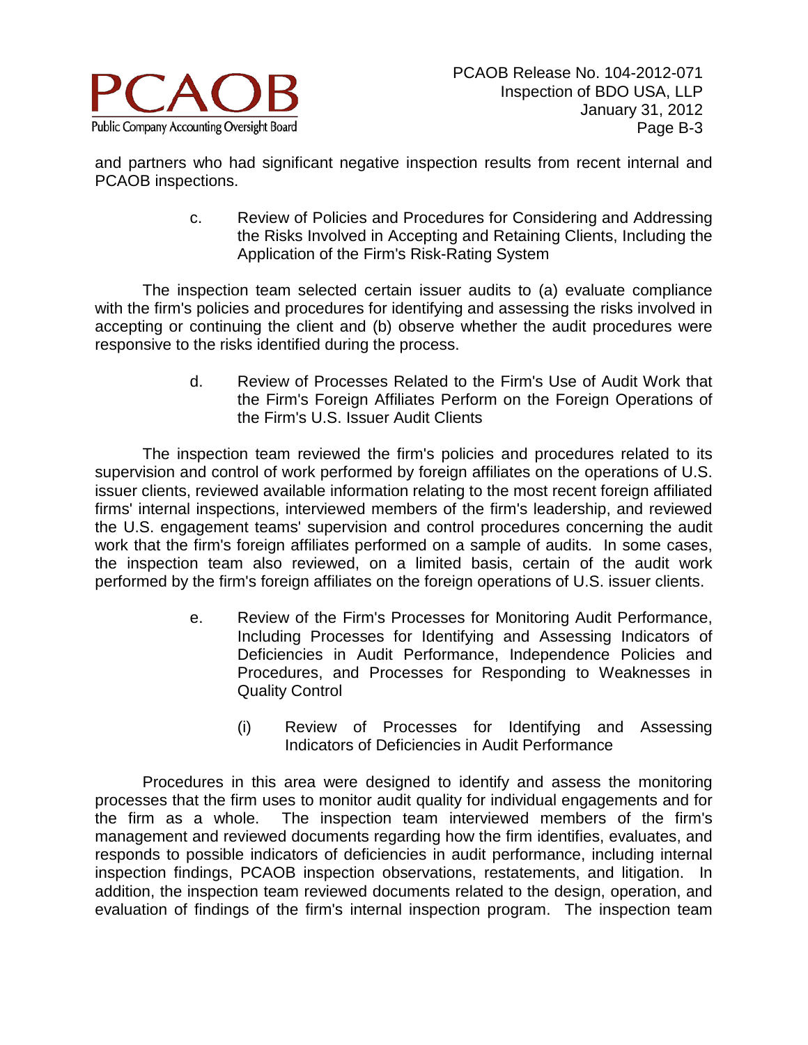and partners who had significant negative inspection results from recent internal and PCAOB inspections.

c. Review of Policies and Procedures for Considering and Addressing the Risks Involved in Accepting and Retaining Clients, Including the Application of the Firm's Risk-Rating System

The inspection team selected certain issuer audits to (a) evaluate compliance with the firm's policies and procedures for identifying and assessing the risks involved in accepting or continuing the client and (b) observe whether the audit procedures were responsive to the risks identified during the process.

d. Review of Processes Related to the Firm's Use of Audit Work that the Firm's Foreign Affiliates Perform on the Foreign Operations of the Firm's U.S. Issuer Audit Clients

The inspection team reviewed the firm's policies and procedures related to its supervision and control of work performed by foreign affiliates on the operations of U.S. issuer clients, reviewed available information relating to the most recent foreign affiliated firms' internal inspections, interviewed members of the firm's leadership, and reviewed the U.S. engagement teams' supervision and control procedures concerning the audit work that the firm's foreign affiliates performed on a sample of audits. In some cases, the inspection team also reviewed, on a limited basis, certain of the audit work performed by the firm's foreign affiliates on the foreign operations of U.S. issuer clients.

e. Review of the Firm's Processes for Monitoring Audit Performance, Including Processes for Identifying and Assessing Indicators of Deficiencies in Audit Performance, Independence Policies and Procedures, and Processes for Responding to Weaknesses in Quality Control

(i) Review of Processes for Identifying and Assessing Indicators of Deficiencies in Audit Performance

Procedures in this area were designed to identify and assess the monitoring processes that the firm uses to monitor audit quality for individual engagements and for the firm as a whole. The inspection team interviewed members of the firm's management and reviewed documents regarding how the firm identifies, evaluates, and responds to possible indicators of deficiencies in audit performance, including internal inspection findings, PCAOB inspection observations, restatements, and litigation. In addition, the inspection team reviewed documents related to the design, operation, and evaluation of findings of the firm's internal inspection program. The inspection team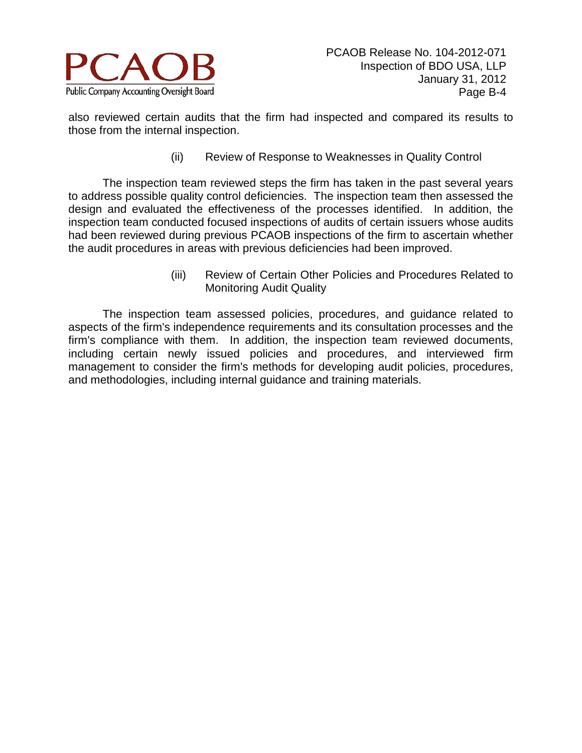also reviewed certain audits that the firm had inspected and compared its results to those from the internal inspection.

(ii) Review of Response to Weaknesses in Quality Control

The inspection team reviewed steps the firm has taken in the past several years to address possible quality control deficiencies. The inspection team then assessed the design and evaluated the effectiveness of the processes identified. In addition, the inspection team conducted focused inspections of audits of certain issuers whose audits had been reviewed during previous PCAOB inspections of the firm to ascertain whether the audit procedures in areas with previous deficiencies had been improved.

(iii) Review of Certain Other Policies and Procedures Related to Monitoring Audit Quality

The inspection team assessed policies, procedures, and guidance related to aspects of the firm's independence requirements and its consultation processes and the firm's compliance with them. In addition, the inspection team reviewed documents, including certain newly issued policies and procedures, and interviewed firm management to consider the firm's methods for developing audit policies, procedures, and methodologies, including internal guidance and training materials.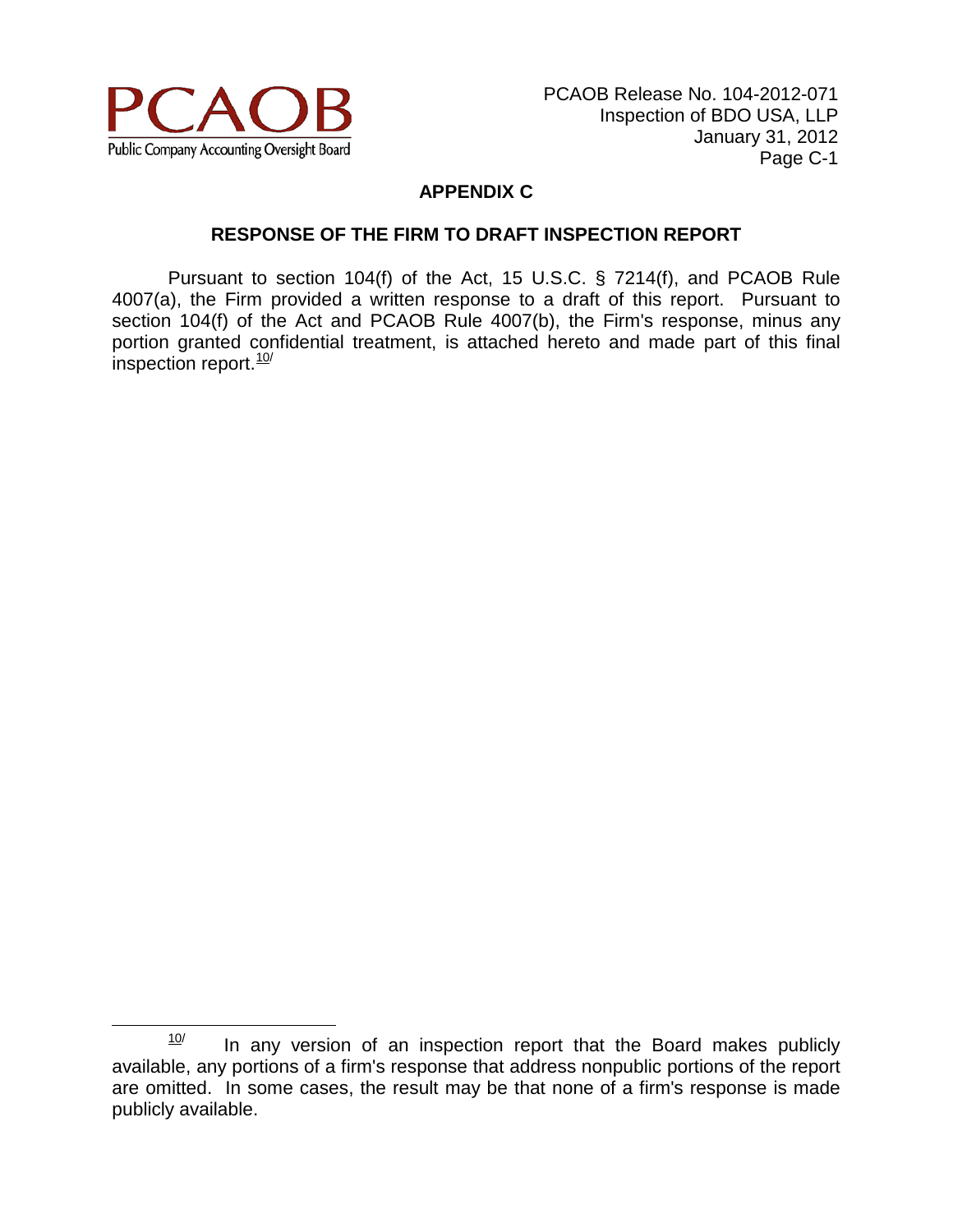## APPENDIX C

### RESPONSE OF THE FIRM TO DRAFT INSPECTION REPORT

Pursuant to section 104(f) of the Act, 15 U.S.C. § 7214(f), and PCAOB Rule 4007(a), the Firm provided a written response to a draft of this report. Pursuant to section 104(f) of the Act and PCAOB Rule 4007(b), the Firm's response, minus any portion granted confidential treatment, is attached hereto and made part of this final inspection report.[10/]

---

[10/] In any version of an inspection report that the Board makes publicly available, any portions of a firm's response that address nonpublic portions of the report are omitted. In some cases, the result may be that none of a firm's response is made publicly available.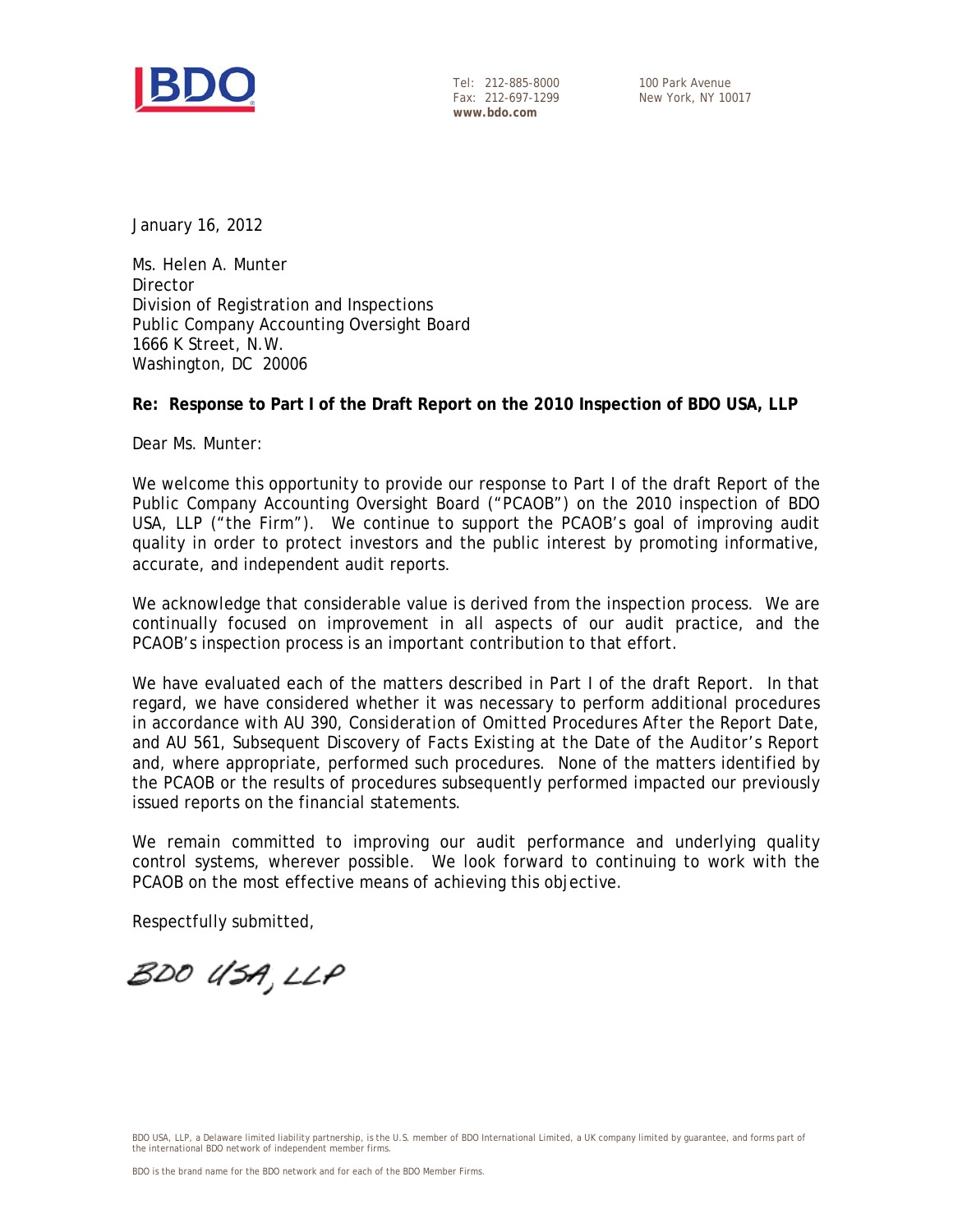BDO

Tel: 212-885-8000
Fax: 212-697-1299
**www.bdo.com**

100 Park Avenue
New York, NY 10017

January 16, 2012

Ms. Helen A. Munter
Director
Division of Registration and Inspections
Public Company Accounting Oversight Board
1666 K Street, N.W.
Washington, DC 20006

**Re: Response to Part I of the Draft Report on the 2010 Inspection of BDO USA, LLP**

Dear Ms. Munter:

We welcome this opportunity to provide our response to Part I of the draft Report of the Public Company Accounting Oversight Board ("PCAOB") on the 2010 inspection of BDO USA, LLP ("the Firm"). We continue to support the PCAOB's goal of improving audit quality in order to protect investors and the public interest by promoting informative, accurate, and independent audit reports.

We acknowledge that considerable value is derived from the inspection process. We are continually focused on improvement in all aspects of our audit practice, and the PCAOB's inspection process is an important contribution to that effort.

We have evaluated each of the matters described in Part I of the draft Report. In that regard, we have considered whether it was necessary to perform additional procedures in accordance with AU 390, *Consideration of Omitted Procedures After the Report Date*, and AU 561, *Subsequent Discovery of Facts Existing at the Date of the Auditor's Report* and, where appropriate, performed such procedures. None of the matters identified by the PCAOB or the results of procedures subsequently performed impacted our previously issued reports on the financial statements.

We remain committed to improving our audit performance and underlying quality control systems, wherever possible. We look forward to continuing to work with the PCAOB on the most effective means of achieving this objective.

Respectfully submitted,

BDO USA, LLP

BDO USA, LLP, a Delaware limited liability partnership, is the U.S. member of BDO International Limited, a UK company limited by guarantee, and forms part of the international BDO network of independent member firms.

BDO is the brand name for the BDO network and for each of the BDO Member Firms.